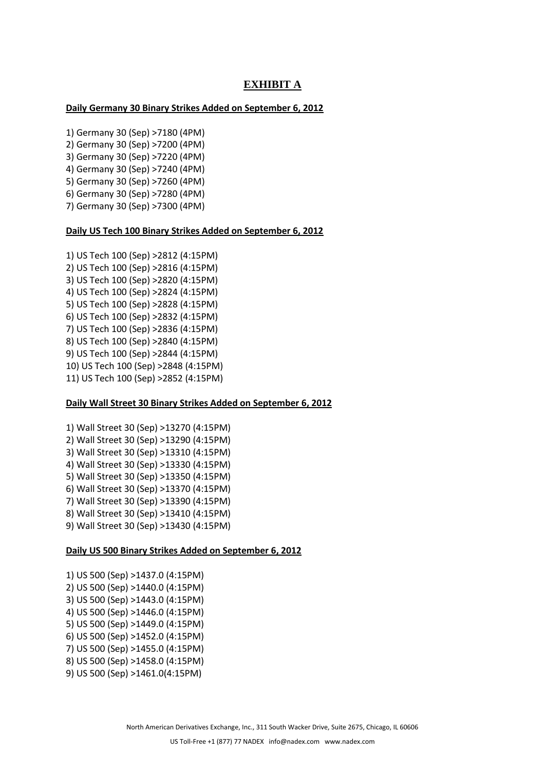# EXHIBIT A

**Daily Germany 30 Binary Strikes Added on September 6, 2012**

1) Germany 30 (Sep) >7180 (4PM)
2) Germany 30 (Sep) >7200 (4PM)
3) Germany 30 (Sep) >7220 (4PM)
4) Germany 30 (Sep) >7240 (4PM)
5) Germany 30 (Sep) >7260 (4PM)
6) Germany 30 (Sep) >7280 (4PM)
7) Germany 30 (Sep) >7300 (4PM)

**Daily US Tech 100 Binary Strikes Added on September 6, 2012**

1) US Tech 100 (Sep) >2812 (4:15PM)
2) US Tech 100 (Sep) >2816 (4:15PM)
3) US Tech 100 (Sep) >2820 (4:15PM)
4) US Tech 100 (Sep) >2824 (4:15PM)
5) US Tech 100 (Sep) >2828 (4:15PM)
6) US Tech 100 (Sep) >2832 (4:15PM)
7) US Tech 100 (Sep) >2836 (4:15PM)
8) US Tech 100 (Sep) >2840 (4:15PM)
9) US Tech 100 (Sep) >2844 (4:15PM)
10) US Tech 100 (Sep) >2848 (4:15PM)
11) US Tech 100 (Sep) >2852 (4:15PM)

**Daily Wall Street 30 Binary Strikes Added on September 6, 2012**

1) Wall Street 30 (Sep) >13270 (4:15PM)
2) Wall Street 30 (Sep) >13290 (4:15PM)
3) Wall Street 30 (Sep) >13310 (4:15PM)
4) Wall Street 30 (Sep) >13330 (4:15PM)
5) Wall Street 30 (Sep) >13350 (4:15PM)
6) Wall Street 30 (Sep) >13370 (4:15PM)
7) Wall Street 30 (Sep) >13390 (4:15PM)
8) Wall Street 30 (Sep) >13410 (4:15PM)
9) Wall Street 30 (Sep) >13430 (4:15PM)

**Daily US 500 Binary Strikes Added on September 6, 2012**

1) US 500 (Sep) >1437.0 (4:15PM)
2) US 500 (Sep) >1440.0 (4:15PM)
3) US 500 (Sep) >1443.0 (4:15PM)
4) US 500 (Sep) >1446.0 (4:15PM)
5) US 500 (Sep) >1449.0 (4:15PM)
6) US 500 (Sep) >1452.0 (4:15PM)
7) US 500 (Sep) >1455.0 (4:15PM)
8) US 500 (Sep) >1458.0 (4:15PM)
9) US 500 (Sep) >1461.0(4:15PM)

North American Derivatives Exchange, Inc., 311 South Wacker Drive, Suite 2675, Chicago, IL 60606

US Toll-Free +1 (877) 77 NADEX info@nadex.com www.nadex.com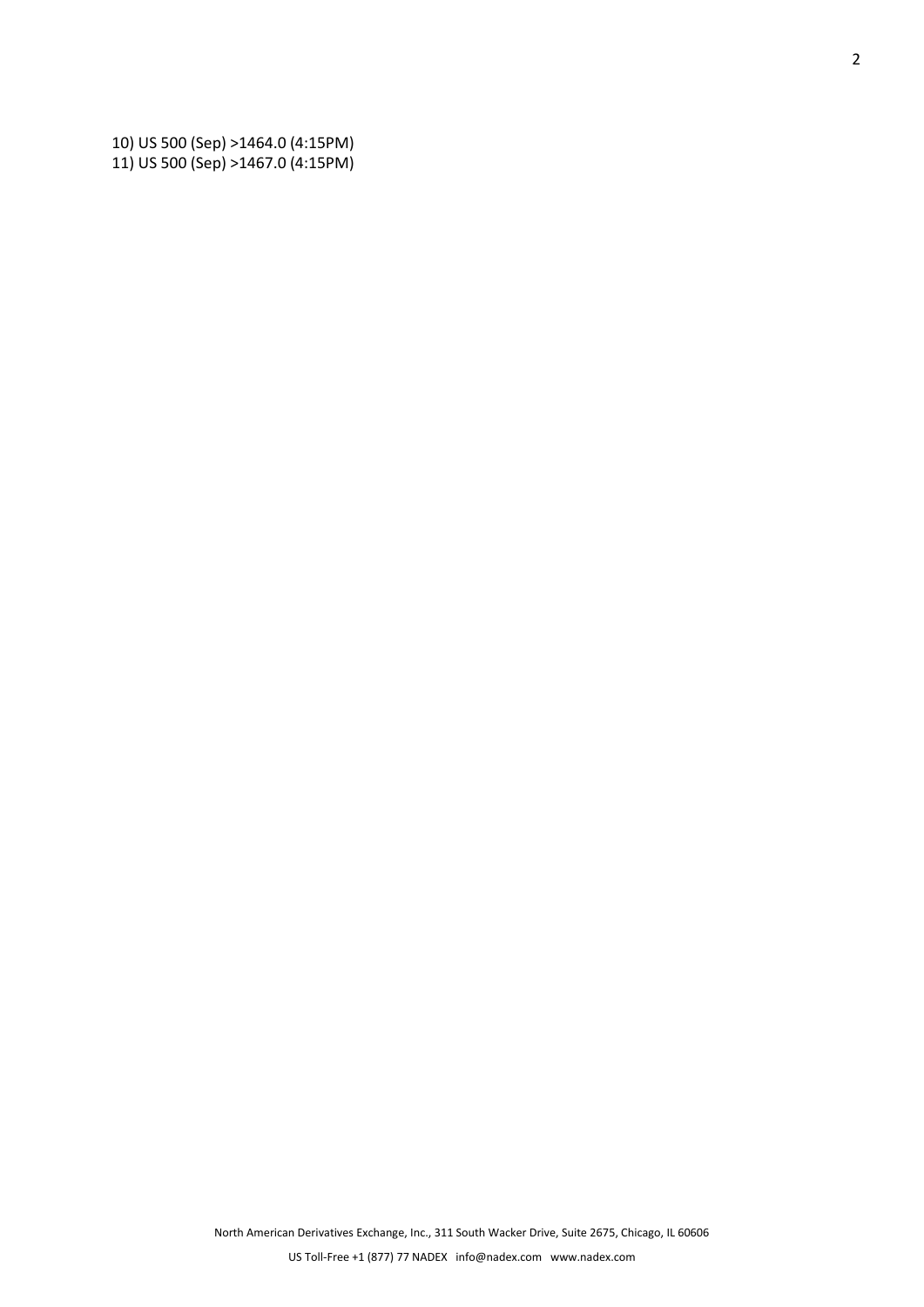10) US 500 (Sep) >1464.0 (4:15PM)
11) US 500 (Sep) >1467.0 (4:15PM)